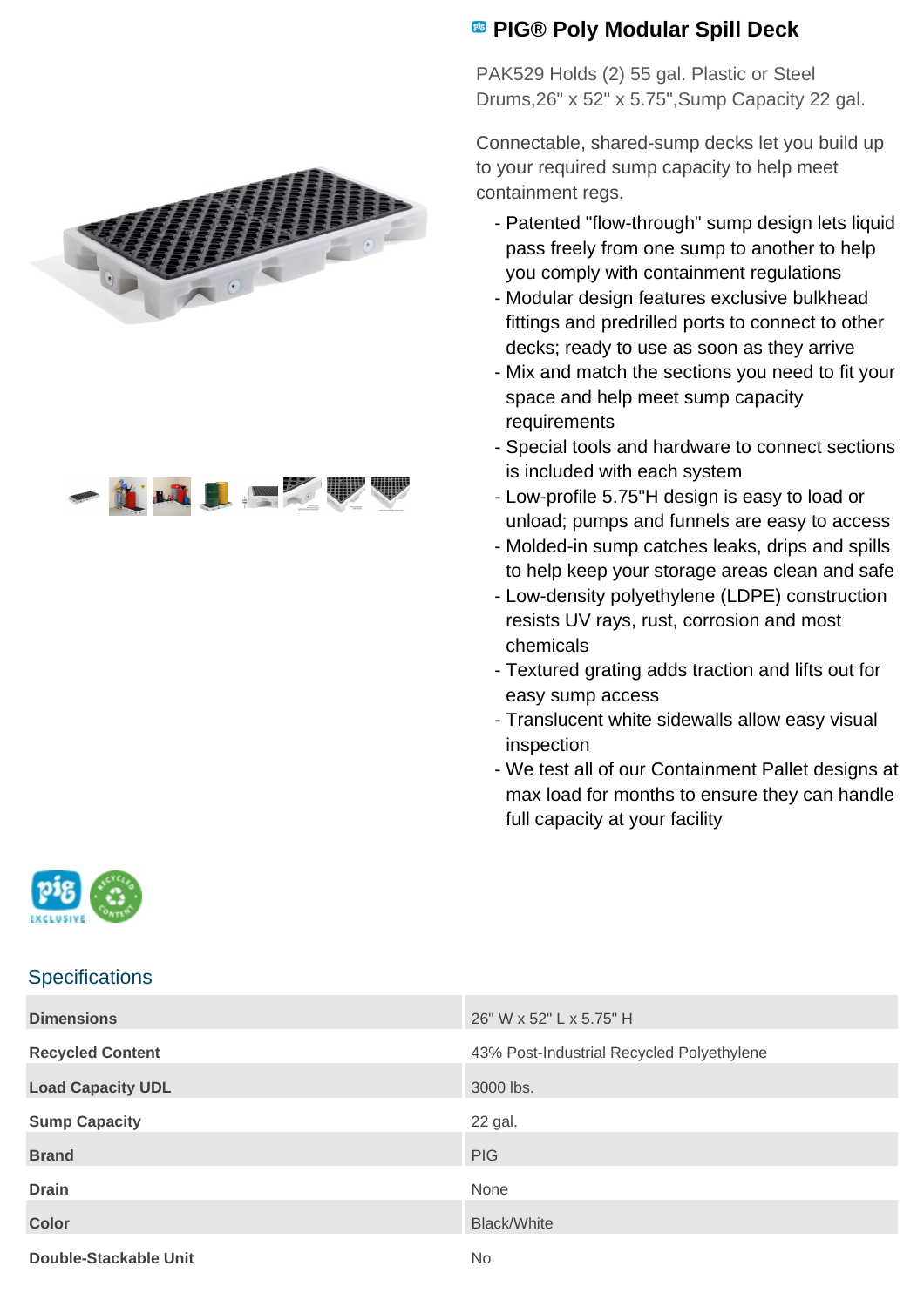# PIG® Poly Modular Spill Deck

PAK529 Holds (2) 55 gal. Plastic or Steel Drums,26" x 52" x 5.75",Sump Capacity 22 gal.

Connectable, shared-sump decks let you build up to your required sump capacity to help meet containment regs.

- Patented "flow-through" sump design lets liquid pass freely from one sump to another to help you comply with containment regulations
- Modular design features exclusive bulkhead fittings and predrilled ports to connect to other decks; ready to use as soon as they arrive
- Mix and match the sections you need to fit your space and help meet sump capacity requirements
- Special tools and hardware to connect sections is included with each system
- Low-profile 5.75"H design is easy to load or unload; pumps and funnels are easy to access
- Molded-in sump catches leaks, drips and spills to help keep your storage areas clean and safe
- Low-density polyethylene (LDPE) construction resists UV rays, rust, corrosion and most chemicals
- Textured grating adds traction and lifts out for easy sump access
- Translucent white sidewalls allow easy visual inspection
- We test all of our Containment Pallet designs at max load for months to ensure they can handle full capacity at your facility

## Specifications

| | |
|---|---|
| **Dimensions** | 26" W x 52" L x 5.75" H |
| **Recycled Content** | 43% Post-Industrial Recycled Polyethylene |
| **Load Capacity UDL** | 3000 lbs. |
| **Sump Capacity** | 22 gal. |
| **Brand** | PIG |
| **Drain** | None |
| **Color** | Black/White |
| **Double-Stackable Unit** | No |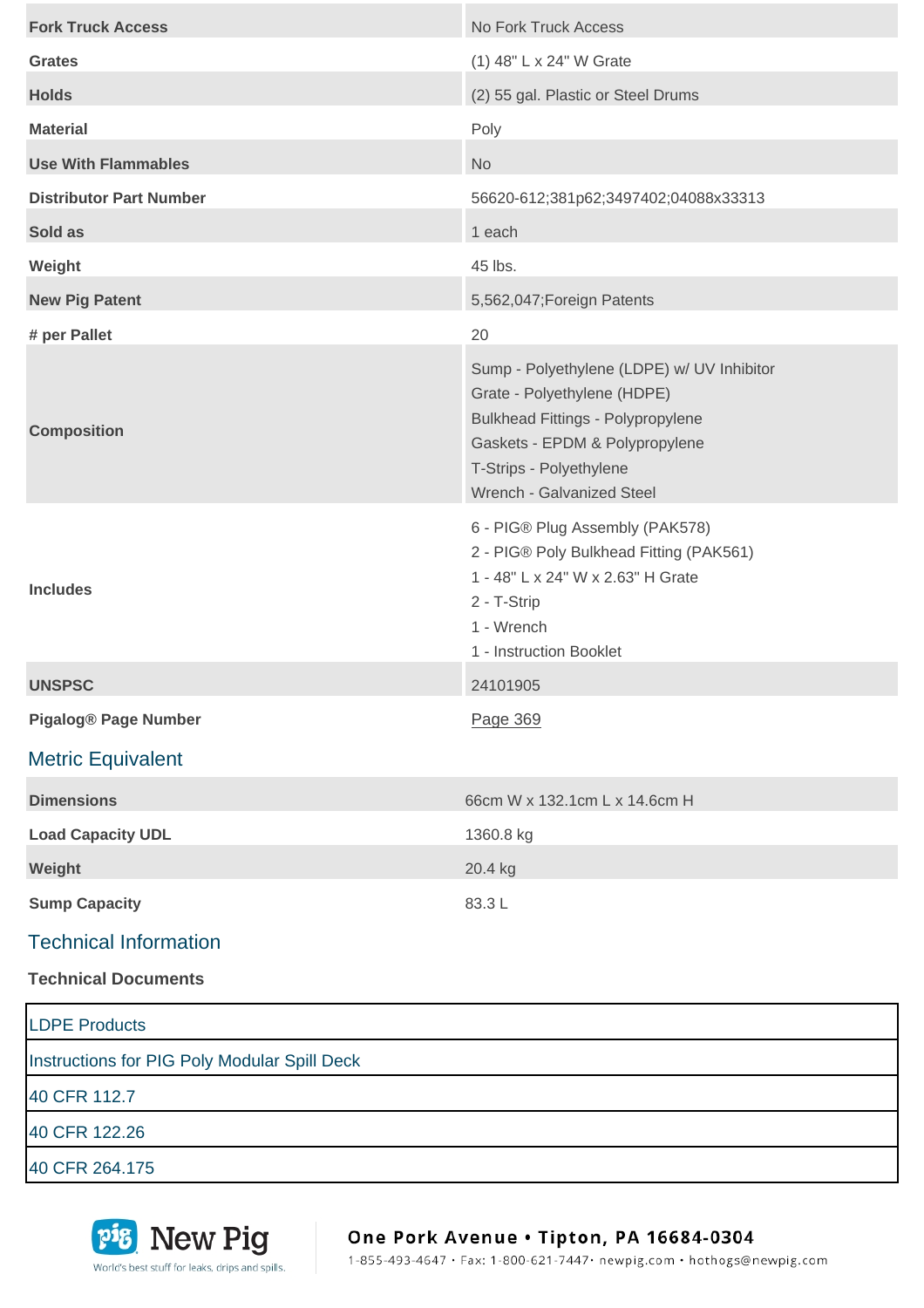| | |
|---|---|
| **Fork Truck Access** | No Fork Truck Access |
| **Grates** | (1) 48" L x 24" W Grate |
| **Holds** | (2) 55 gal. Plastic or Steel Drums |
| **Material** | Poly |
| **Use With Flammables** | No |
| **Distributor Part Number** | 56620-612;381p62;3497402;04088x33313 |
| **Sold as** | 1 each |
| **Weight** | 45 lbs. |
| **New Pig Patent** | 5,562,047;Foreign Patents |
| **# per Pallet** | 20 |
| **Composition** | Sump - Polyethylene (LDPE) w/ UV Inhibitor<br>Grate - Polyethylene (HDPE)<br>Bulkhead Fittings - Polypropylene<br>Gaskets - EPDM & Polypropylene<br>T-Strips - Polyethylene<br>Wrench - Galvanized Steel |
| **Includes** | 6 - PIG® Plug Assembly (PAK578)<br>2 - PIG® Poly Bulkhead Fitting (PAK561)<br>1 - 48" L x 24" W x 2.63" H Grate<br>2 - T-Strip<br>1 - Wrench<br>1 - Instruction Booklet |
| **UNSPSC** | 24101905 |
| **Pigalog® Page Number** | Page 369 |

## Metric Equivalent

| | |
|---|---|
| **Dimensions** | 66cm W x 132.1cm L x 14.6cm H |
| **Load Capacity UDL** | 1360.8 kg |
| **Weight** | 20.4 kg |
| **Sump Capacity** | 83.3 L |

## Technical Information

### Technical Documents

| |
|---|
| LDPE Products |
| Instructions for PIG Poly Modular Spill Deck |
| 40 CFR 112.7 |
| 40 CFR 122.26 |
| 40 CFR 264.175 |

New Pig — World's best stuff for leaks, drips and spills.

One Pork Avenue • Tipton, PA 16684-0304

1-855-493-4647 • Fax: 1-800-621-7447• newpig.com • hothogs@newpig.com